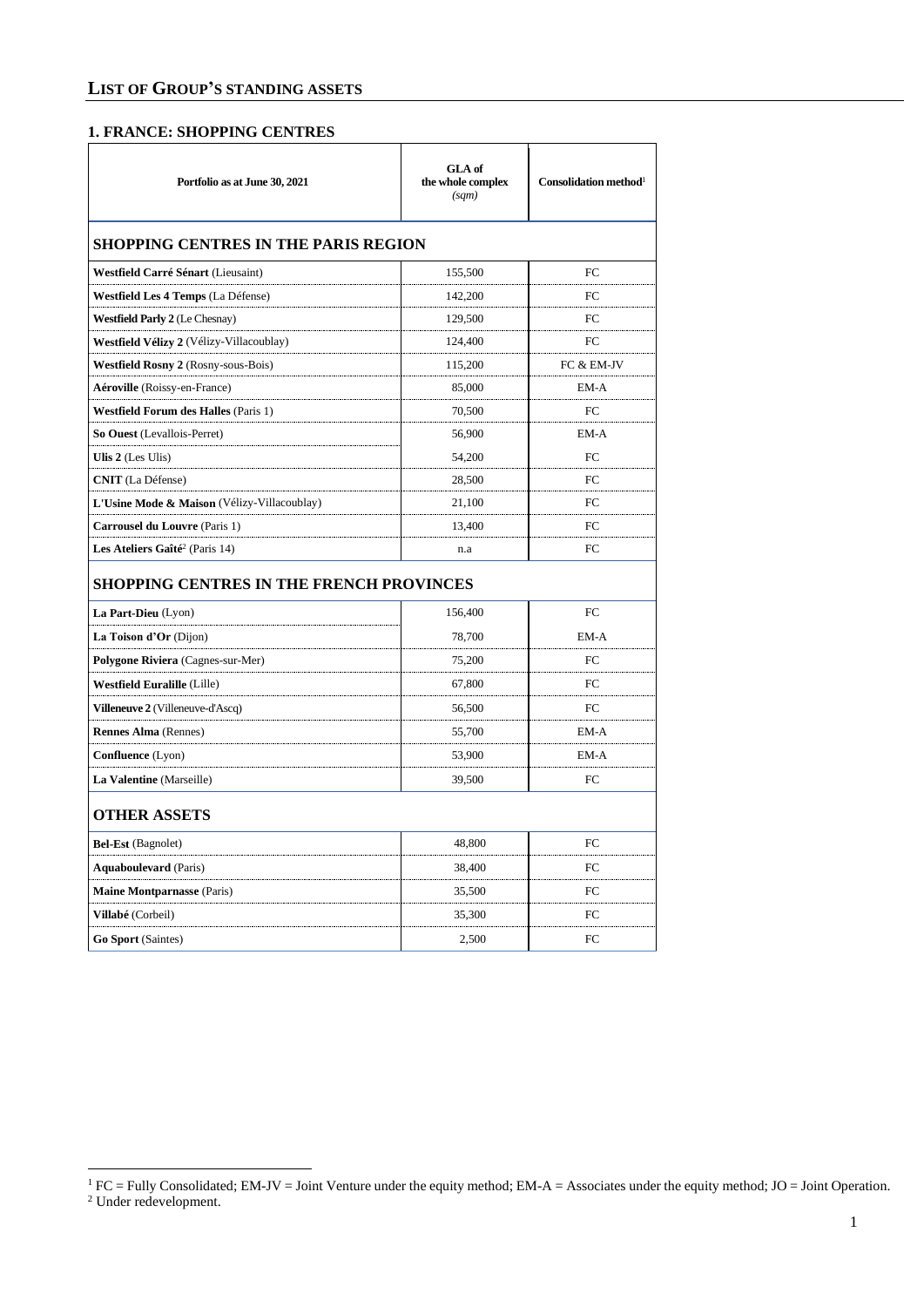## List of Group's Standing Assets

### 1. FRANCE: SHOPPING CENTRES

| Portfolio as at June 30, 2021 | GLA of the whole complex *(sqm)* | Consolidation method[1] |
|---|---|---|
| **SHOPPING CENTRES IN THE PARIS REGION** | | |
| **Westfield Carré Sénart** (Lieusaint) | 155,500 | FC |
| **Westfield Les 4 Temps** (La Défense) | 142,200 | FC |
| **Westfield Parly 2** (Le Chesnay) | 129,500 | FC |
| **Westfield Vélizy 2** (Vélizy-Villacoublay) | 124,400 | FC |
| **Westfield Rosny 2** (Rosny-sous-Bois) | 115,200 | FC & EM-JV |
| **Aéroville** (Roissy-en-France) | 85,000 | EM-A |
| **Westfield Forum des Halles** (Paris 1) | 70,500 | FC |
| **So Ouest** (Levallois-Perret) | 56,900 | EM-A |
| **Ulis 2** (Les Ulis) | 54,200 | FC |
| **CNIT** (La Défense) | 28,500 | FC |
| **L'Usine Mode & Maison** (Vélizy-Villacoublay) | 21,100 | FC |
| **Carrousel du Louvre** (Paris 1) | 13,400 | FC |
| **Les Ateliers Gaîté**[2] (Paris 14) | n.a | FC |
| **SHOPPING CENTRES IN THE FRENCH PROVINCES** | | |
| **La Part-Dieu** (Lyon) | 156,400 | FC |
| **La Toison d'Or** (Dijon) | 78,700 | EM-A |
| **Polygone Riviera** (Cagnes-sur-Mer) | 75,200 | FC |
| **Westfield Euralille** (Lille) | 67,800 | FC |
| **Villeneuve 2** (Villeneuve-d'Ascq) | 56,500 | FC |
| **Rennes Alma** (Rennes) | 55,700 | EM-A |
| **Confluence** (Lyon) | 53,900 | EM-A |
| **La Valentine** (Marseille) | 39,500 | FC |
| **OTHER ASSETS** | | |
| **Bel-Est** (Bagnolet) | 48,800 | FC |
| **Aquaboulevard** (Paris) | 38,400 | FC |
| **Maine Montparnasse** (Paris) | 35,500 | FC |
| **Villabé** (Corbeil) | 35,300 | FC |
| **Go Sport** (Saintes) | 2,500 | FC |

[1] FC = Fully Consolidated; EM-JV = Joint Venture under the equity method; EM-A = Associates under the equity method; JO = Joint Operation.

[2] Under redevelopment.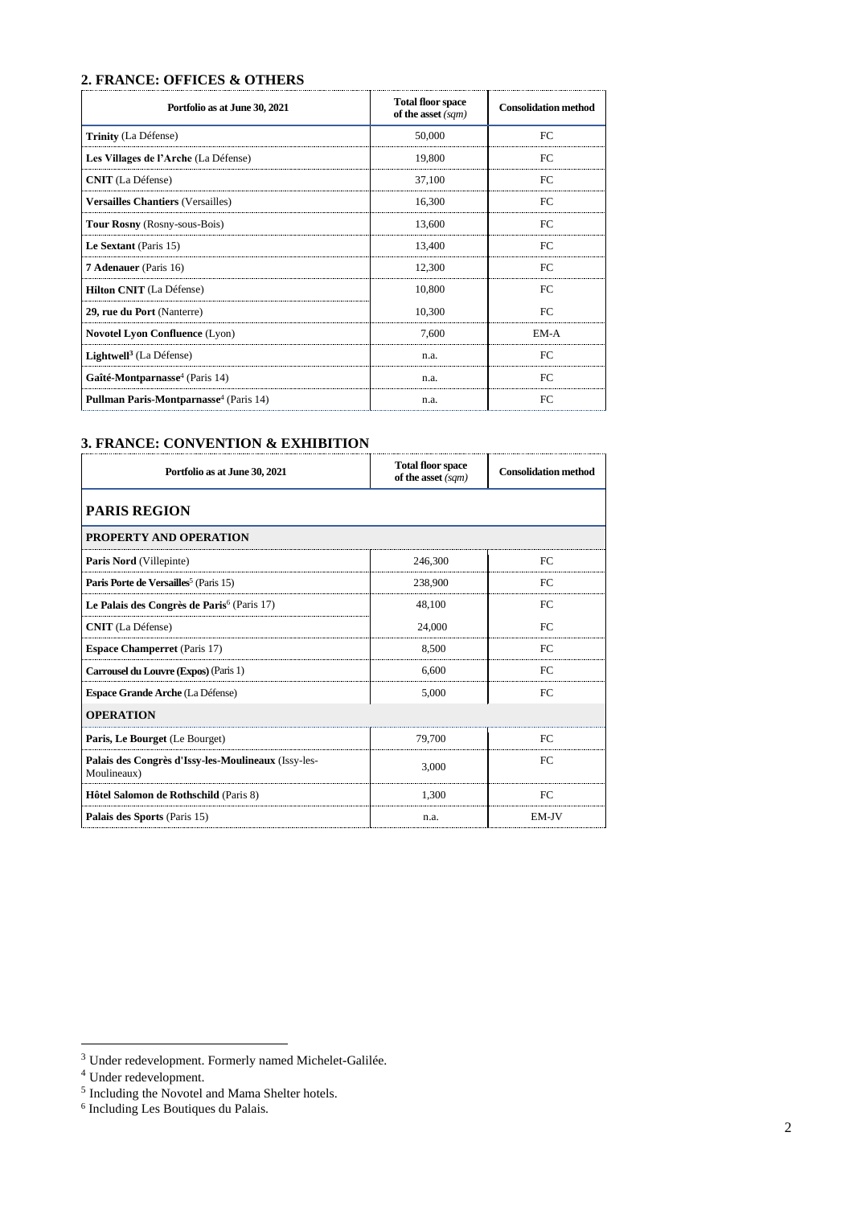## 2. FRANCE: OFFICES & OTHERS

| Portfolio as at June 30, 2021 | Total floor space of the asset *(sqm)* | Consolidation method |
|---|---|---|
| **Trinity** (La Défense) | 50,000 | FC |
| **Les Villages de l'Arche** (La Défense) | 19,800 | FC |
| **CNIT** (La Défense) | 37,100 | FC |
| **Versailles Chantiers** (Versailles) | 16,300 | FC |
| **Tour Rosny** (Rosny-sous-Bois) | 13,600 | FC |
| **Le Sextant** (Paris 15) | 13,400 | FC |
| **7 Adenauer** (Paris 16) | 12,300 | FC |
| **Hilton CNIT** (La Défense) | 10,800 | FC |
| **29, rue du Port** (Nanterre) | 10,300 | FC |
| **Novotel Lyon Confluence** (Lyon) | 7,600 | EM-A |
| **Lightwell**[3] (La Défense) | n.a. | FC |
| **Gaîté-Montparnasse**[4] (Paris 14) | n.a. | FC |
| **Pullman Paris-Montparnasse**[4] (Paris 14) | n.a. | FC |

## 3. FRANCE: CONVENTION & EXHIBITION

| Portfolio as at June 30, 2021 | Total floor space of the asset *(sqm)* | Consolidation method |
|---|---|---|
| **PARIS REGION** | | |
| **PROPERTY AND OPERATION** | | |
| **Paris Nord** (Villepinte) | 246,300 | FC |
| **Paris Porte de Versailles**[5] (Paris 15) | 238,900 | FC |
| **Le Palais des Congrès de Paris**[6] (Paris 17) | 48,100 | FC |
| **CNIT** (La Défense) | 24,000 | FC |
| **Espace Champerret** (Paris 17) | 8,500 | FC |
| **Carrousel du Louvre (Expos)** (Paris 1) | 6,600 | FC |
| **Espace Grande Arche** (La Défense) | 5,000 | FC |
| **OPERATION** | | |
| **Paris, Le Bourget** (Le Bourget) | 79,700 | FC |
| **Palais des Congrès d'Issy-les-Moulineaux** (Issy-les-Moulineaux) | 3,000 | FC |
| **Hôtel Salomon de Rothschild** (Paris 8) | 1,300 | FC |
| **Palais des Sports** (Paris 15) | n.a. | EM-JV |

[3] Under redevelopment. Formerly named Michelet-Galilée.

[4] Under redevelopment.

[5] Including the Novotel and Mama Shelter hotels.

[6] Including Les Boutiques du Palais.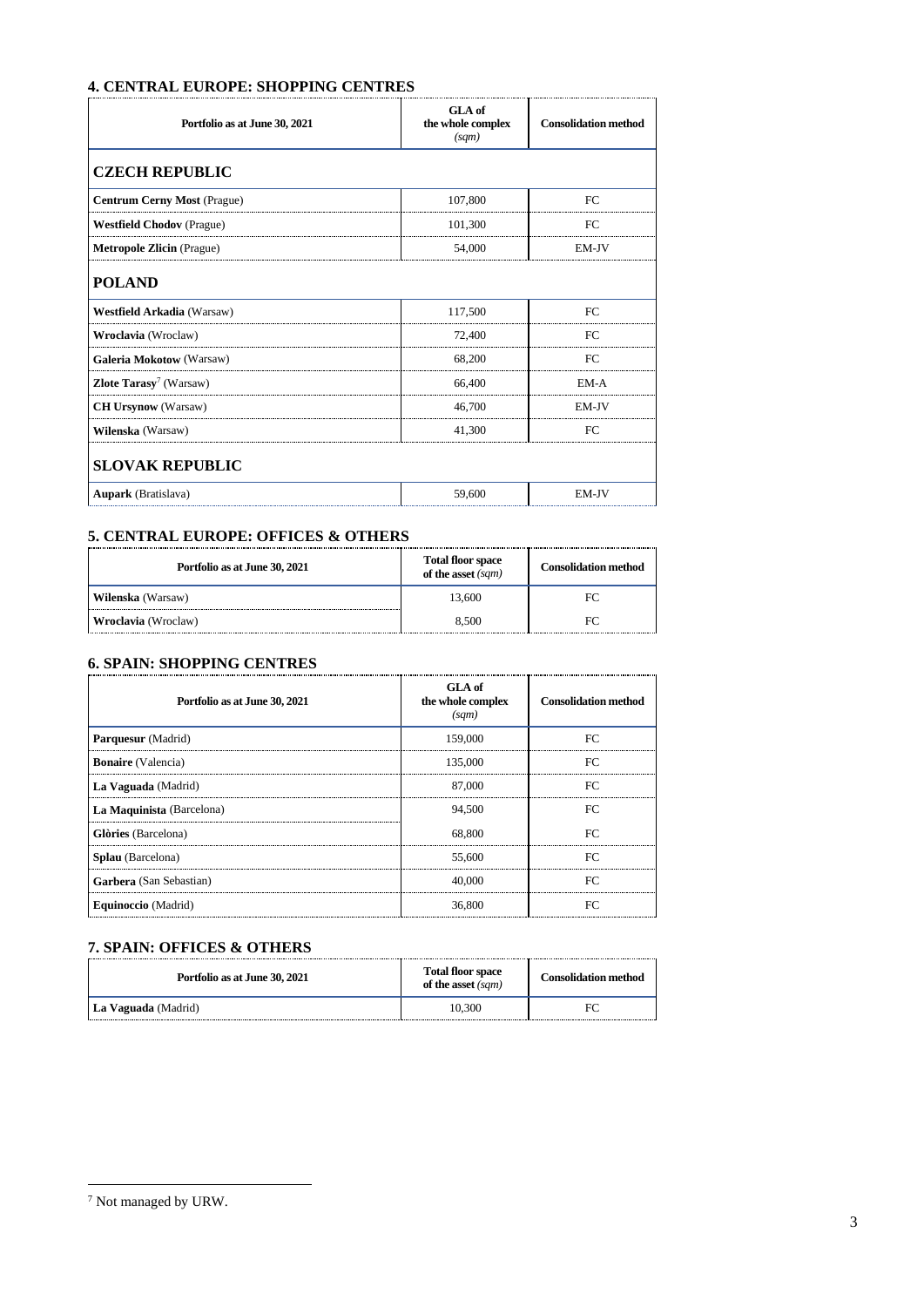## 4. CENTRAL EUROPE: SHOPPING CENTRES

| Portfolio as at June 30, 2021 | GLA of the whole complex *(sqm)* | Consolidation method |
|---|---|---|
| **CZECH REPUBLIC** | | |
| **Centrum Cerny Most** (Prague) | 107,800 | FC |
| **Westfield Chodov** (Prague) | 101,300 | FC |
| **Metropole Zlicin** (Prague) | 54,000 | EM-JV |
| **POLAND** | | |
| **Westfield Arkadia** (Warsaw) | 117,500 | FC |
| **Wroclavia** (Wroclaw) | 72,400 | FC |
| **Galeria Mokotow** (Warsaw) | 68,200 | FC |
| **Zlote Tarasy**[7] (Warsaw) | 66,400 | EM-A |
| **CH Ursynow** (Warsaw) | 46,700 | EM-JV |
| **Wilenska** (Warsaw) | 41,300 | FC |
| **SLOVAK REPUBLIC** | | |
| **Aupark** (Bratislava) | 59,600 | EM-JV |

## 5. CENTRAL EUROPE: OFFICES & OTHERS

| Portfolio as at June 30, 2021 | Total floor space of the asset *(sqm)* | Consolidation method |
|---|---|---|
| **Wilenska** (Warsaw) | 13,600 | FC |
| **Wroclavia** (Wroclaw) | 8,500 | FC |

## 6. SPAIN: SHOPPING CENTRES

| Portfolio as at June 30, 2021 | GLA of the whole complex *(sqm)* | Consolidation method |
|---|---|---|
| **Parquesur** (Madrid) | 159,000 | FC |
| **Bonaire** (Valencia) | 135,000 | FC |
| **La Vaguada** (Madrid) | 87,000 | FC |
| **La Maquinista** (Barcelona) | 94,500 | FC |
| **Glòries** (Barcelona) | 68,800 | FC |
| **Splau** (Barcelona) | 55,600 | FC |
| **Garbera** (San Sebastian) | 40,000 | FC |
| **Equinoccio** (Madrid) | 36,800 | FC |

## 7. SPAIN: OFFICES & OTHERS

| Portfolio as at June 30, 2021 | Total floor space of the asset *(sqm)* | Consolidation method |
|---|---|---|
| **La Vaguada** (Madrid) | 10,300 | FC |

[7] Not managed by URW.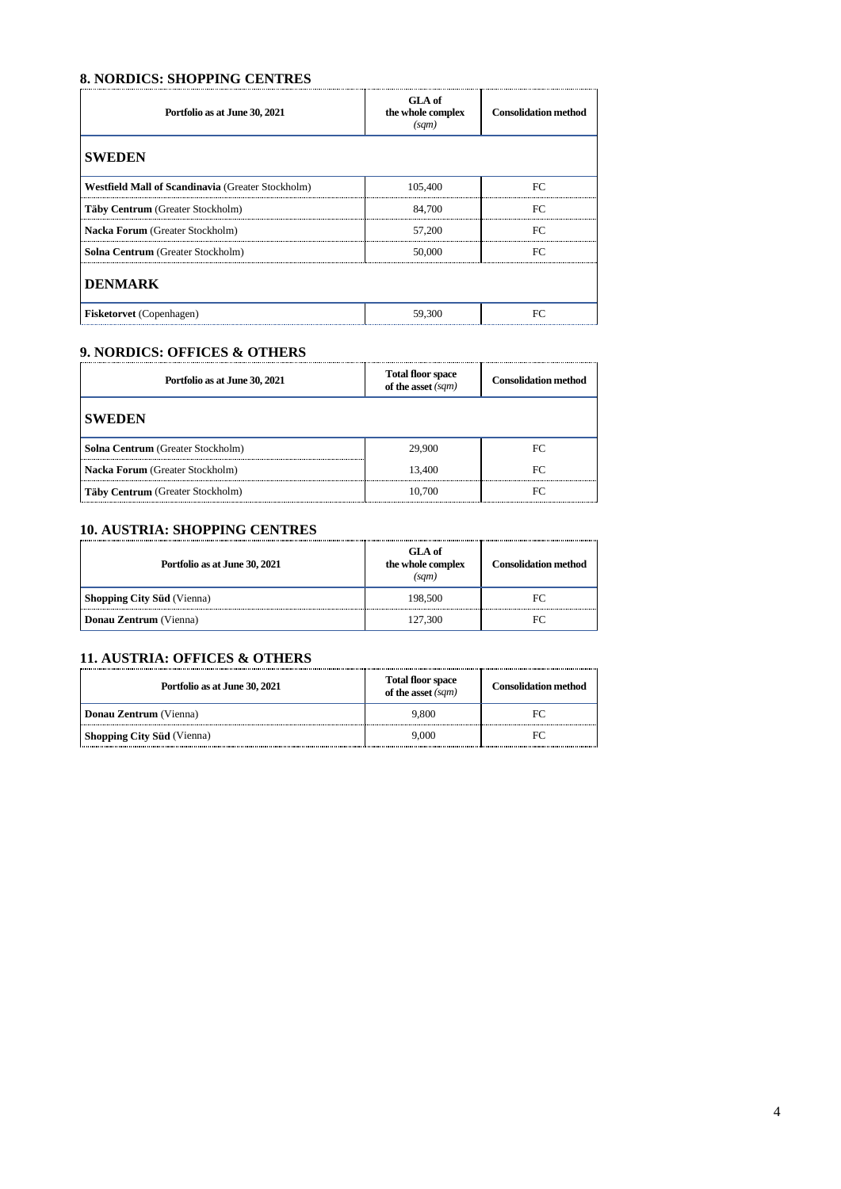## 8. NORDICS: SHOPPING CENTRES

| Portfolio as at June 30, 2021 | GLA of the whole complex *(sqm)* | Consolidation method |
|---|---|---|
| **SWEDEN** | | |
| **Westfield Mall of Scandinavia** (Greater Stockholm) | 105,400 | FC |
| **Täby Centrum** (Greater Stockholm) | 84,700 | FC |
| **Nacka Forum** (Greater Stockholm) | 57,200 | FC |
| **Solna Centrum** (Greater Stockholm) | 50,000 | FC |
| **DENMARK** | | |
| **Fisketorvet** (Copenhagen) | 59,300 | FC |

## 9. NORDICS: OFFICES & OTHERS

| Portfolio as at June 30, 2021 | Total floor space of the asset *(sqm)* | Consolidation method |
|---|---|---|
| **SWEDEN** | | |
| **Solna Centrum** (Greater Stockholm) | 29,900 | FC |
| **Nacka Forum** (Greater Stockholm) | 13,400 | FC |
| **Täby Centrum** (Greater Stockholm) | 10,700 | FC |

## 10. AUSTRIA: SHOPPING CENTRES

| Portfolio as at June 30, 2021 | GLA of the whole complex *(sqm)* | Consolidation method |
|---|---|---|
| **Shopping City Süd** (Vienna) | 198,500 | FC |
| **Donau Zentrum** (Vienna) | 127,300 | FC |

## 11. AUSTRIA: OFFICES & OTHERS

| Portfolio as at June 30, 2021 | Total floor space of the asset *(sqm)* | Consolidation method |
|---|---|---|
| **Donau Zentrum** (Vienna) | 9,800 | FC |
| **Shopping City Süd** (Vienna) | 9,000 | FC |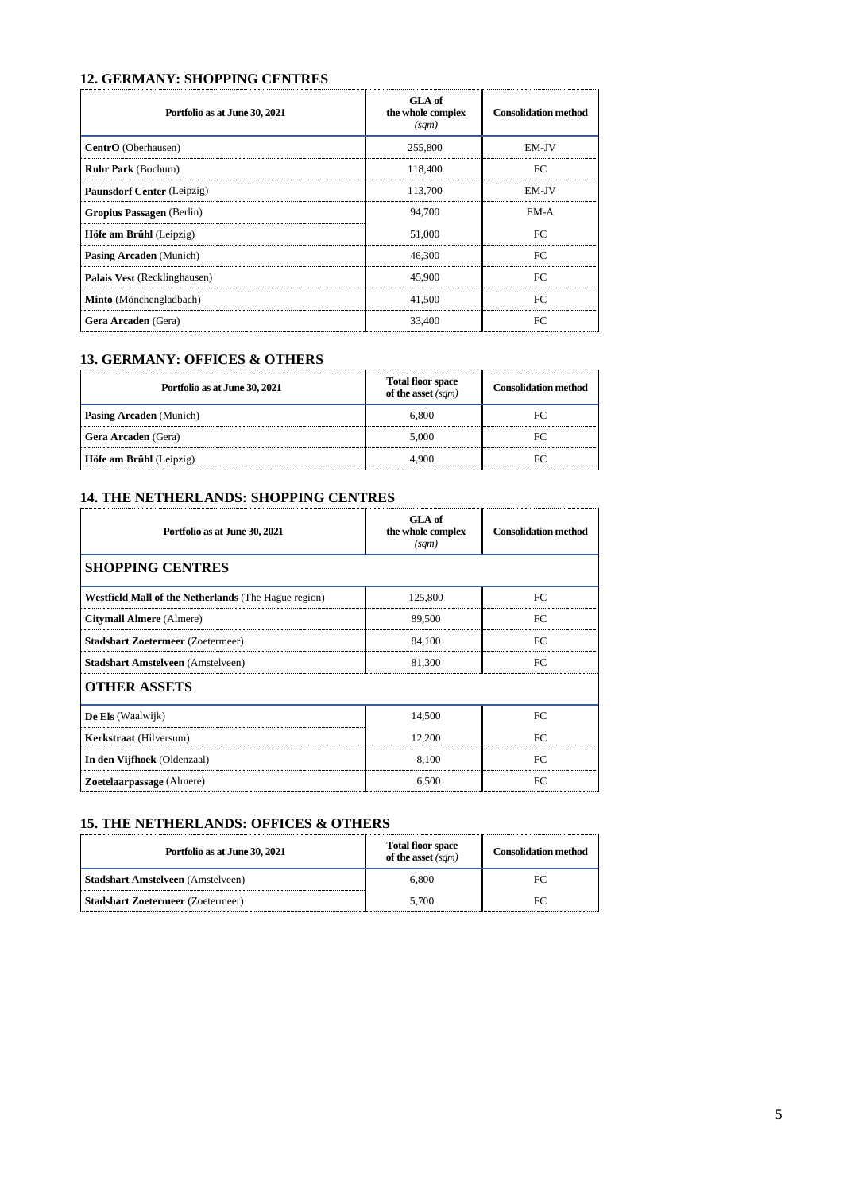## 12. GERMANY: SHOPPING CENTRES

| Portfolio as at June 30, 2021 | GLA of the whole complex *(sqm)* | Consolidation method |
|---|---|---|
| **CentrO** (Oberhausen) | 255,800 | EM-JV |
| **Ruhr Park** (Bochum) | 118,400 | FC |
| **Paunsdorf Center** (Leipzig) | 113,700 | EM-JV |
| **Gropius Passagen** (Berlin) | 94,700 | EM-A |
| **Höfe am Brühl** (Leipzig) | 51,000 | FC |
| **Pasing Arcaden** (Munich) | 46,300 | FC |
| **Palais Vest** (Recklinghausen) | 45,900 | FC |
| **Minto** (Mönchengladbach) | 41,500 | FC |
| **Gera Arcaden** (Gera) | 33,400 | FC |

## 13. GERMANY: OFFICES & OTHERS

| Portfolio as at June 30, 2021 | Total floor space of the asset *(sqm)* | Consolidation method |
|---|---|---|
| **Pasing Arcaden** (Munich) | 6,800 | FC |
| **Gera Arcaden** (Gera) | 5,000 | FC |
| **Höfe am Brühl** (Leipzig) | 4,900 | FC |

## 14. THE NETHERLANDS: SHOPPING CENTRES

| Portfolio as at June 30, 2021 | GLA of the whole complex *(sqm)* | Consolidation method |
|---|---|---|
| **SHOPPING CENTRES** | | |
| **Westfield Mall of the Netherlands** (The Hague region) | 125,800 | FC |
| **Citymall Almere** (Almere) | 89,500 | FC |
| **Stadshart Zoetermeer** (Zoetermeer) | 84,100 | FC |
| **Stadshart Amstelveen** (Amstelveen) | 81,300 | FC |
| **OTHER ASSETS** | | |
| **De Els** (Waalwijk) | 14,500 | FC |
| **Kerkstraat** (Hilversum) | 12,200 | FC |
| **In den Vijfhoek** (Oldenzaal) | 8,100 | FC |
| **Zoetelaarpassage** (Almere) | 6,500 | FC |

## 15. THE NETHERLANDS: OFFICES & OTHERS

| Portfolio as at June 30, 2021 | Total floor space of the asset *(sqm)* | Consolidation method |
|---|---|---|
| **Stadshart Amstelveen** (Amstelveen) | 6,800 | FC |
| **Stadshart Zoetermeer** (Zoetermeer) | 5,700 | FC |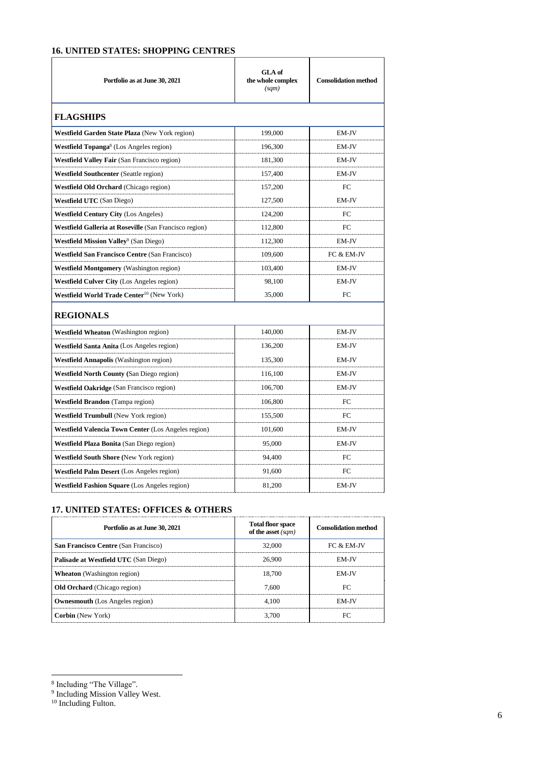## 16. UNITED STATES: SHOPPING CENTRES

| Portfolio as at June 30, 2021 | GLA of the whole complex *(sqm)* | Consolidation method |
|---|---|---|
| **FLAGSHIPS** | | |
| **Westfield Garden State Plaza** (New York region) | 199,000 | EM-JV |
| **Westfield Topanga**[8] (Los Angeles region) | 196,300 | EM-JV |
| **Westfield Valley Fair** (San Francisco region) | 181,300 | EM-JV |
| **Westfield Southcenter** (Seattle region) | 157,400 | EM-JV |
| **Westfield Old Orchard** (Chicago region) | 157,200 | FC |
| **Westfield UTC** (San Diego) | 127,500 | EM-JV |
| **Westfield Century City** (Los Angeles) | 124,200 | FC |
| **Westfield Galleria at Roseville** (San Francisco region) | 112,800 | FC |
| **Westfield Mission Valley**[9] (San Diego) | 112,300 | EM-JV |
| **Westfield San Francisco Centre** (San Francisco) | 109,600 | FC & EM-JV |
| **Westfield Montgomery** (Washington region) | 103,400 | EM-JV |
| **Westfield Culver City** (Los Angeles region) | 98,100 | EM-JV |
| **Westfield World Trade Center**[10] (New York) | 35,000 | FC |
| **REGIONALS** | | |
| **Westfield Wheaton** (Washington region) | 140,000 | EM-JV |
| **Westfield Santa Anita** (Los Angeles region) | 136,200 | EM-JV |
| **Westfield Annapolis** (Washington region) | 135,300 | EM-JV |
| **Westfield North County** (San Diego region) | 116,100 | EM-JV |
| **Westfield Oakridge** (San Francisco region) | 106,700 | EM-JV |
| **Westfield Brandon** (Tampa region) | 106,800 | FC |
| **Westfield Trumbull** (New York region) | 155,500 | FC |
| **Westfield Valencia Town Center** (Los Angeles region) | 101,600 | EM-JV |
| **Westfield Plaza Bonita** (San Diego region) | 95,000 | EM-JV |
| **Westfield South Shore** (New York region) | 94,400 | FC |
| **Westfield Palm Desert** (Los Angeles region) | 91,600 | FC |
| **Westfield Fashion Square** (Los Angeles region) | 81,200 | EM-JV |

## 17. UNITED STATES: OFFICES & OTHERS

| Portfolio as at June 30, 2021 | Total floor space of the asset *(sqm)* | Consolidation method |
|---|---|---|
| **San Francisco Centre** (San Francisco) | 32,000 | FC & EM-JV |
| **Palisade at Westfield UTC** (San Diego) | 26,900 | EM-JV |
| **Wheaton** (Washington region) | 18,700 | EM-JV |
| **Old Orchard** (Chicago region) | 7,600 | FC |
| **Ownesmouth** (Los Angeles region) | 4,100 | EM-JV |
| **Corbin** (New York) | 3,700 | FC |

[8] Including "The Village".
[9] Including Mission Valley West.
[10] Including Fulton.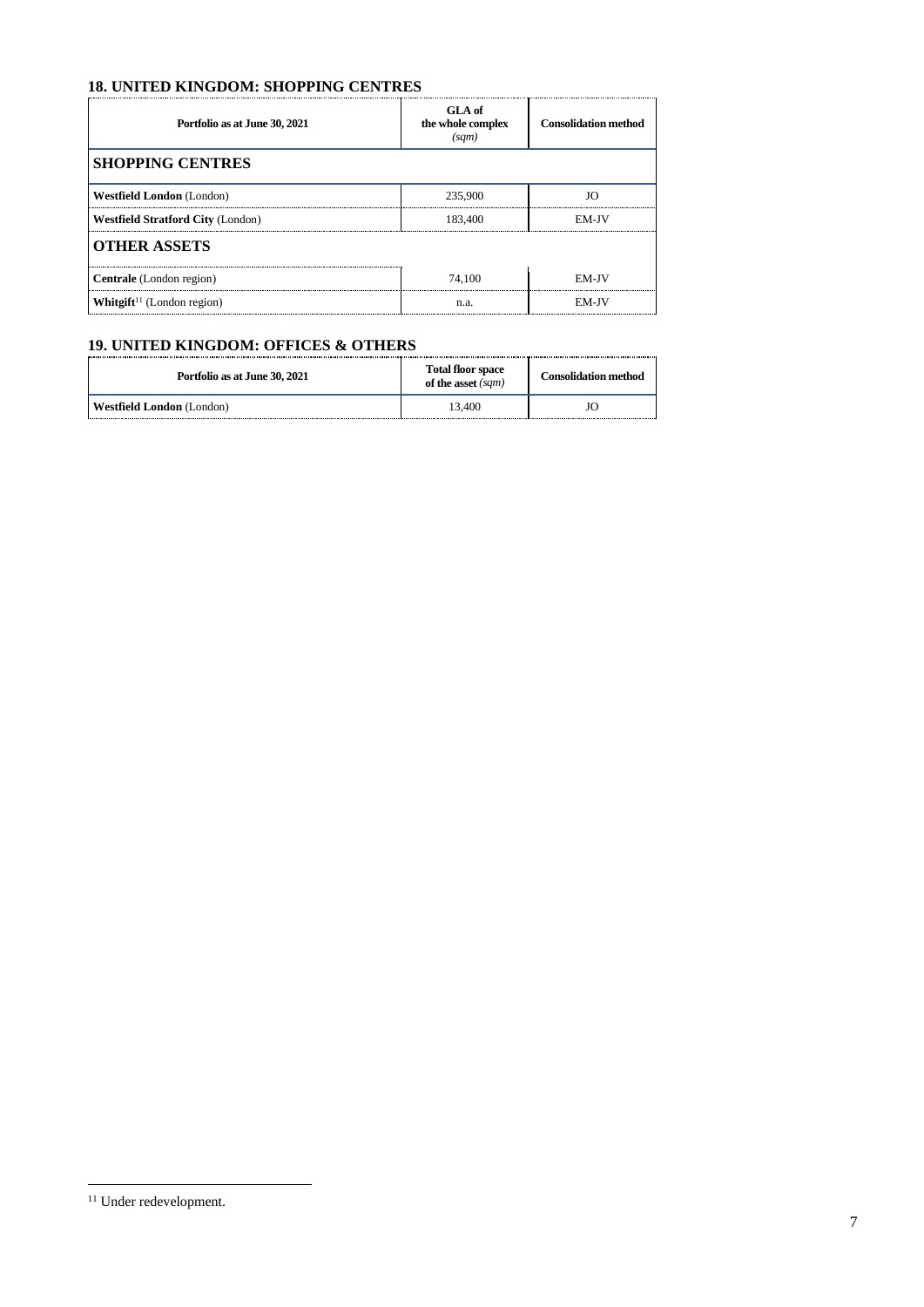## 18. UNITED KINGDOM: SHOPPING CENTRES

| Portfolio as at June 30, 2021 | GLA of the whole complex *(sqm)* | Consolidation method |
|---|---|---|
| **SHOPPING CENTRES** | | |
| **Westfield London** (London) | 235,900 | JO |
| **Westfield Stratford City** (London) | 183,400 | EM-JV |
| **OTHER ASSETS** | | |
| **Centrale** (London region) | 74,100 | EM-JV |
| **Whitgift**[11] (London region) | n.a. | EM-JV |

## 19. UNITED KINGDOM: OFFICES & OTHERS

| Portfolio as at June 30, 2021 | Total floor space of the asset *(sqm)* | Consolidation method |
|---|---|---|
| **Westfield London** (London) | 13,400 | JO |

[11] Under redevelopment.